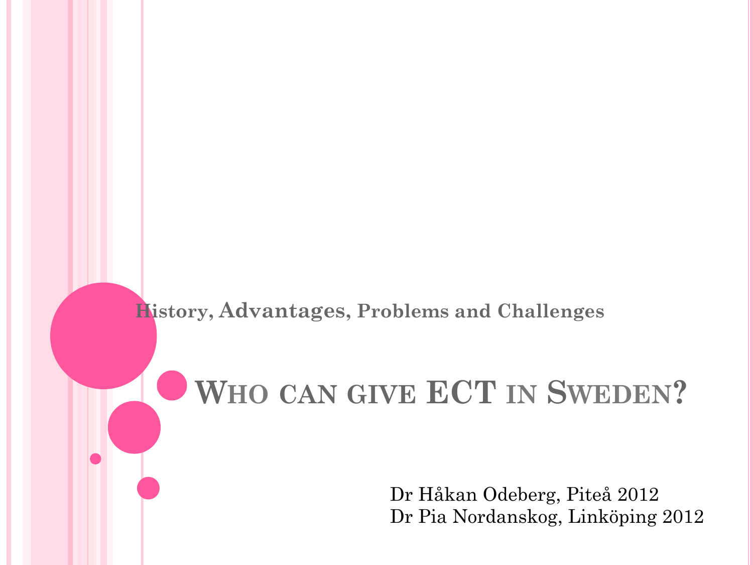History, Advantages, Problems and Challenges

# Who can give ECT in Sweden?

Dr Håkan Odeberg, Piteå 2012
Dr Pia Nordanskog, Linköping 2012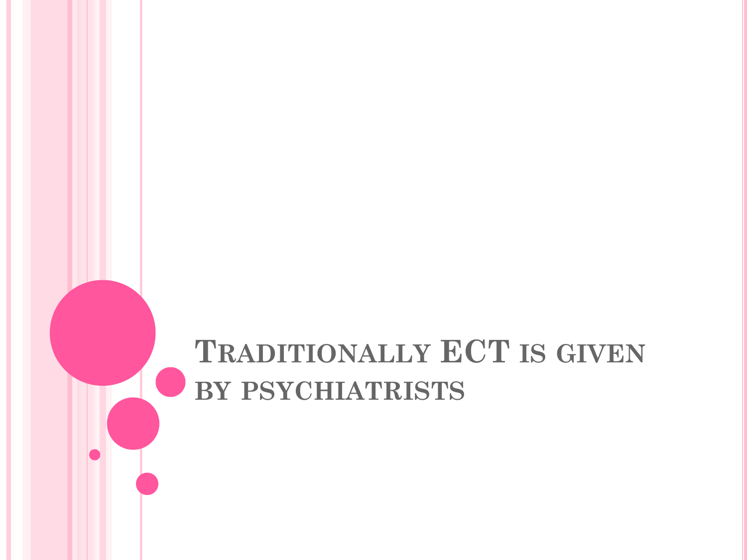# Traditionally ECT is given by psychiatrists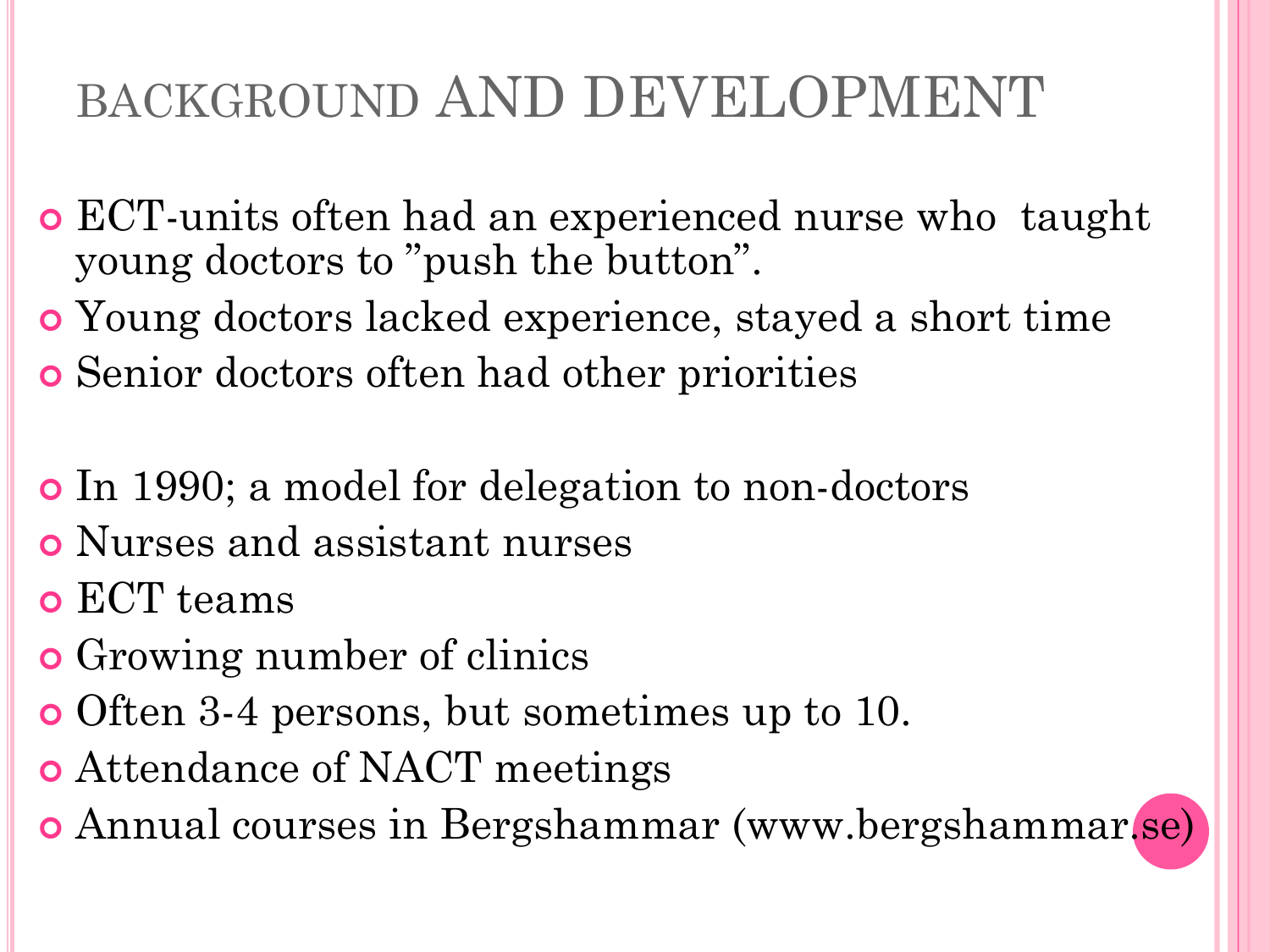# BACKGROUND AND DEVELOPMENT

- ECT-units often had an experienced nurse who taught young doctors to ”push the button”.
- Young doctors lacked experience, stayed a short time
- Senior doctors often had other priorities

- In 1990; a model for delegation to non-doctors
- Nurses and assistant nurses
- ECT teams
- Growing number of clinics
- Often 3-4 persons, but sometimes up to 10.
- Attendance of NACT meetings
- Annual courses in Bergshammar (www.bergshammar.se)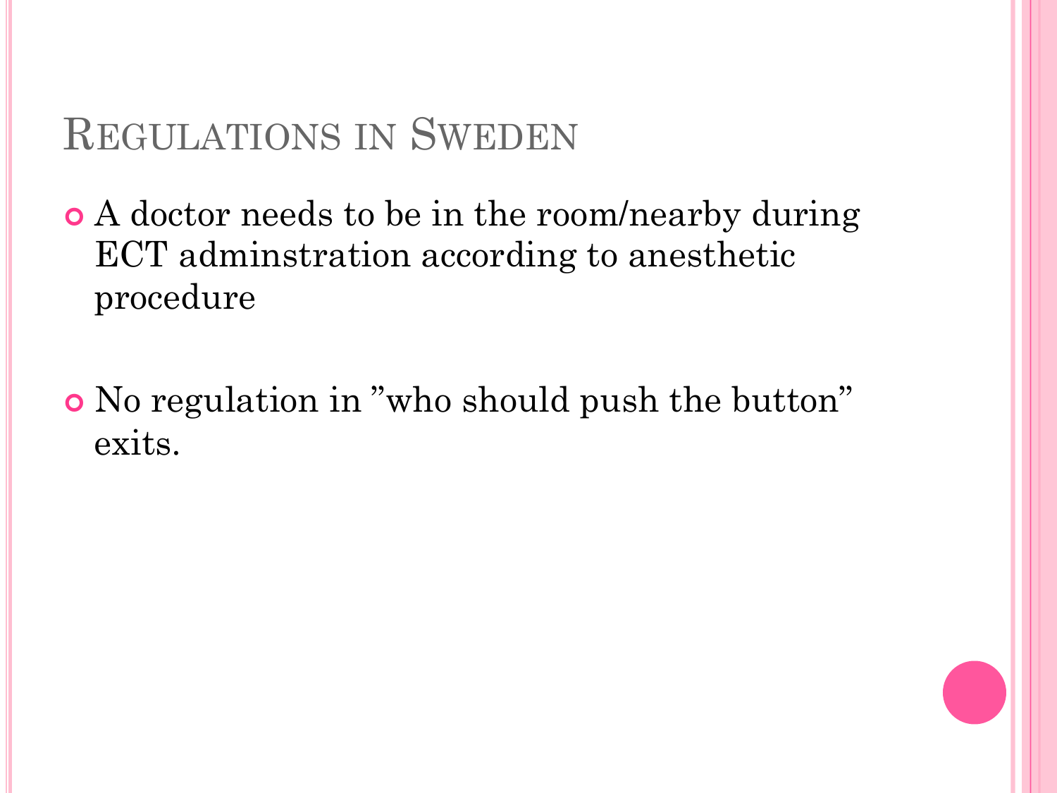# Regulations in Sweden

- A doctor needs to be in the room/nearby during ECT adminstration according to anesthetic procedure

- No regulation in ”who should push the button” exits.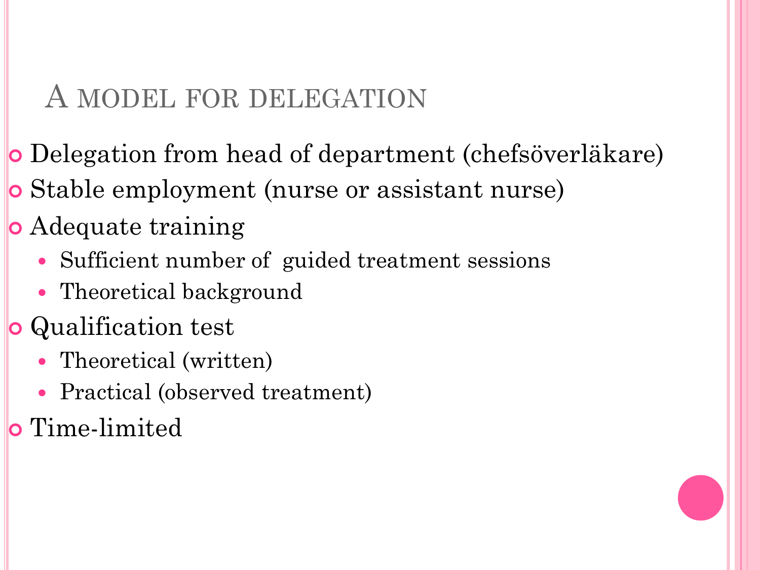# A model for delegation

- Delegation from head of department (chefsöverläkare)
- Stable employment (nurse or assistant nurse)
- Adequate training
  - Sufficient number of guided treatment sessions
  - Theoretical background
- Qualification test
  - Theoretical (written)
  - Practical (observed treatment)
- Time-limited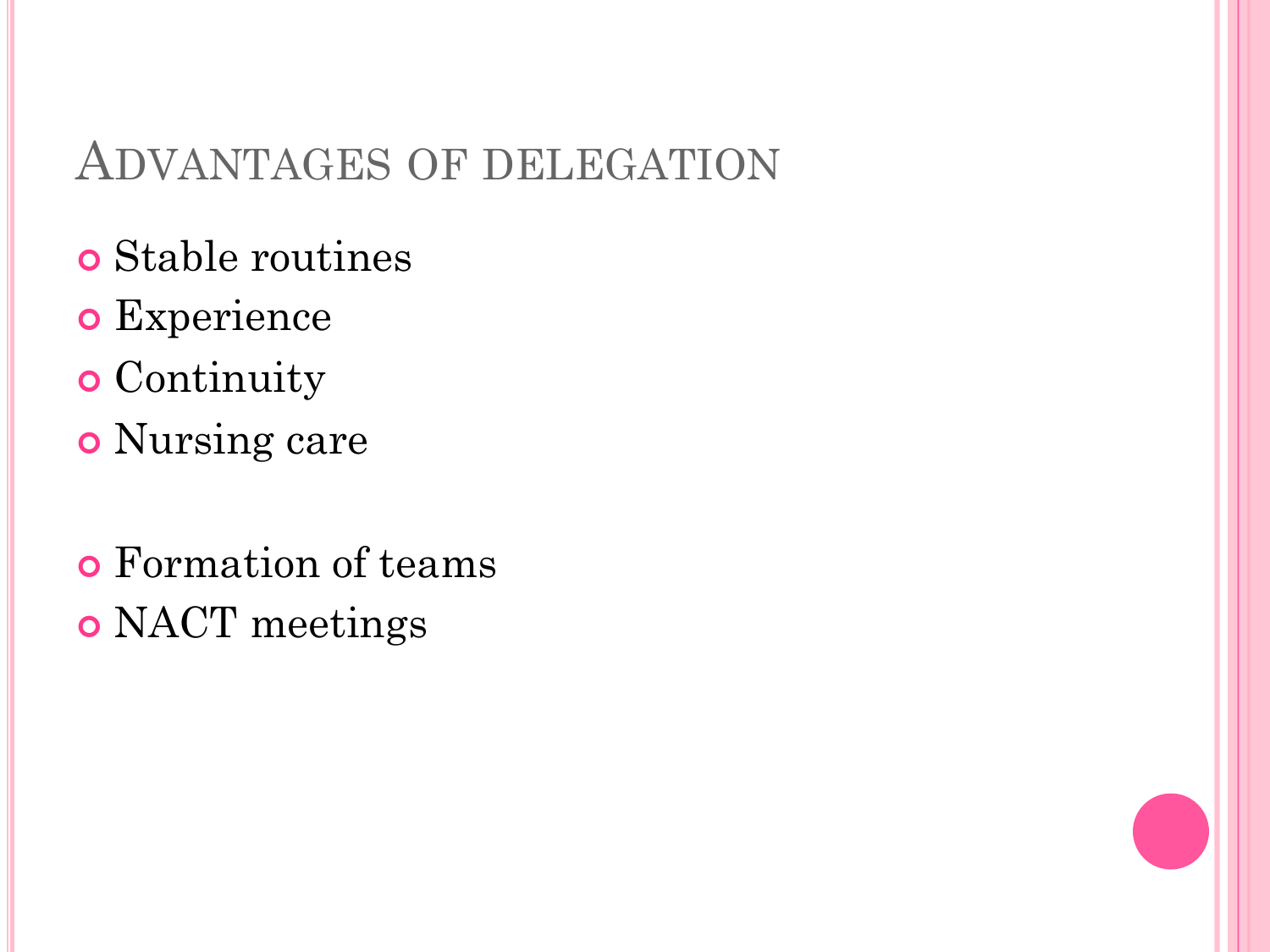## Advantages of delegation

- Stable routines
- Experience
- Continuity
- Nursing care

- Formation of teams
- NACT meetings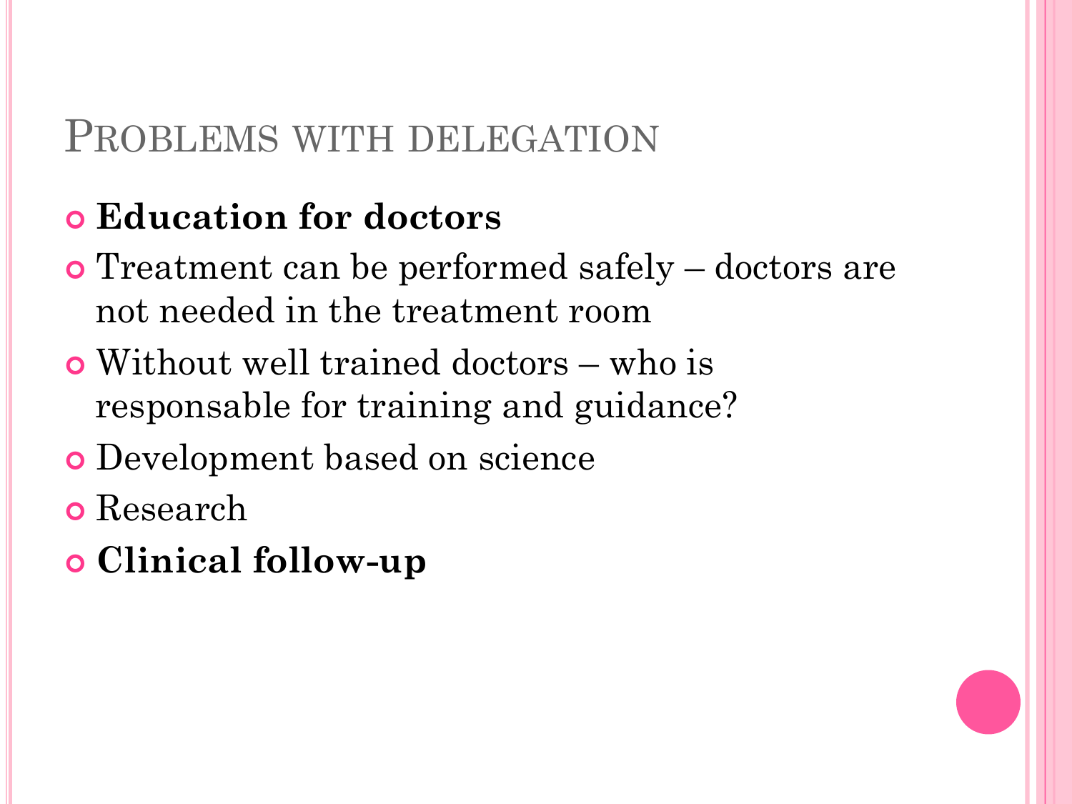# Problems with delegation

- **Education for doctors**
- Treatment can be performed safely – doctors are not needed in the treatment room
- Without well trained doctors – who is responsable for training and guidance?
- Development based on science
- Research
- **Clinical follow-up**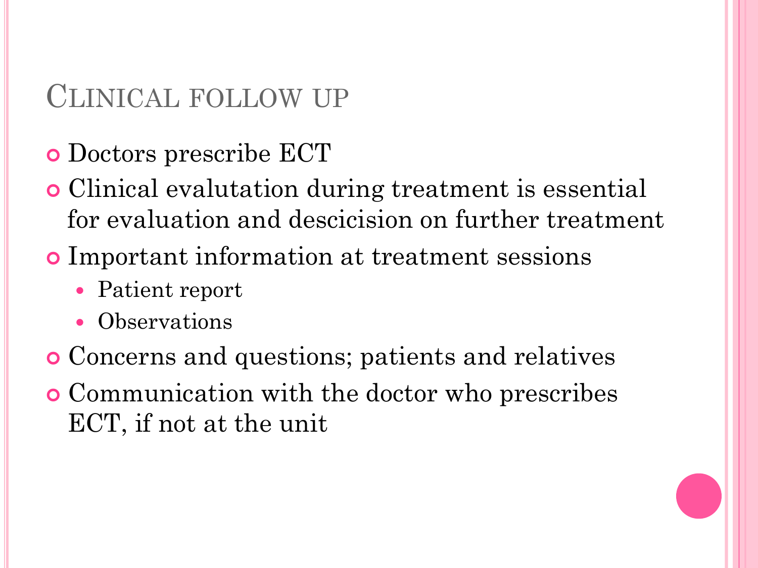# Clinical follow up

- Doctors prescribe ECT
- Clinical evalutation during treatment is essential for evaluation and descicision on further treatment
- Important information at treatment sessions
  - Patient report
  - Observations
- Concerns and questions; patients and relatives
- Communication with the doctor who prescribes ECT, if not at the unit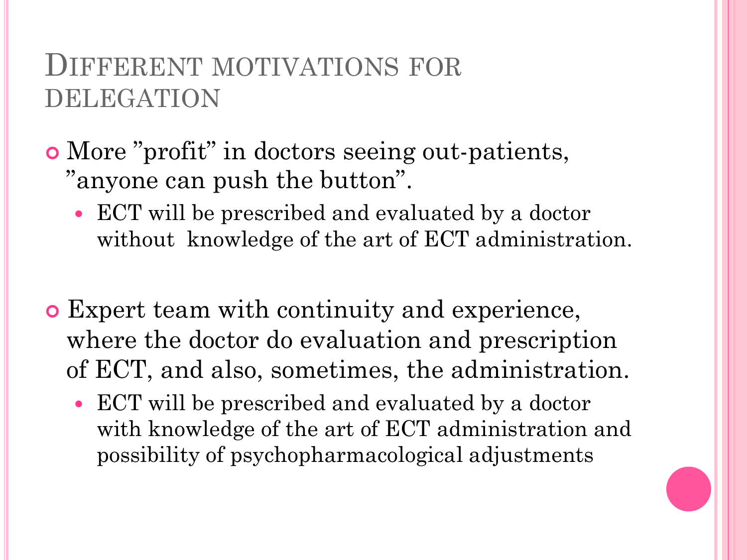# Different motivations for delegation

- More ”profit” in doctors seeing out-patients, ”anyone can push the button”.
  - ECT will be prescribed and evaluated by a doctor without knowledge of the art of ECT administration.

- Expert team with continuity and experience, where the doctor do evaluation and prescription of ECT, and also, sometimes, the administration.
  - ECT will be prescribed and evaluated by a doctor with knowledge of the art of ECT administration and possibility of psychopharmacological adjustments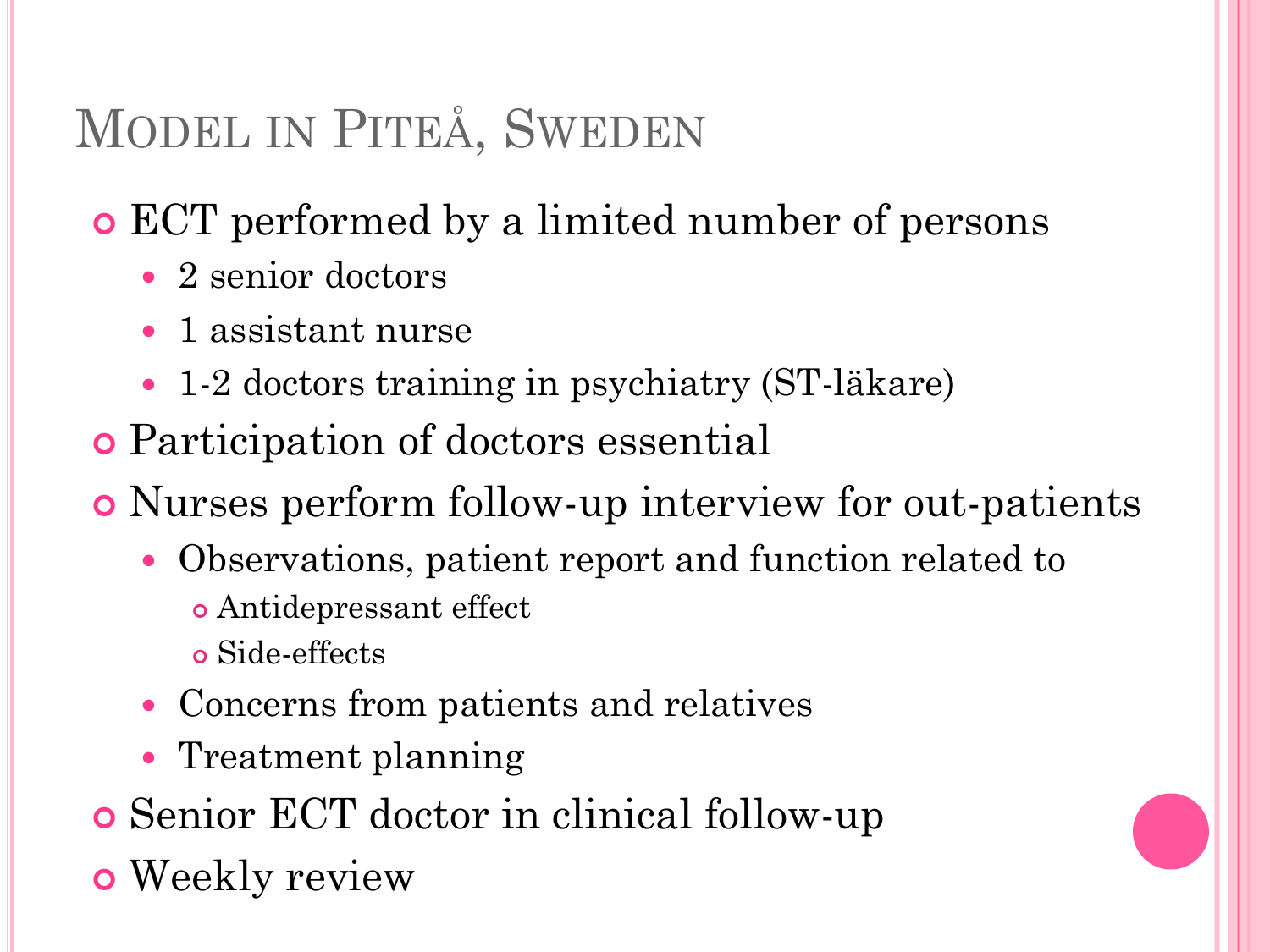# Model in Piteå, Sweden

- ECT performed by a limited number of persons
  - 2 senior doctors
  - 1 assistant nurse
  - 1-2 doctors training in psychiatry (ST-läkare)
- Participation of doctors essential
- Nurses perform follow-up interview for out-patients
  - Observations, patient report and function related to
    - Antidepressant effect
    - Side-effects
  - Concerns from patients and relatives
  - Treatment planning
- Senior ECT doctor in clinical follow-up
- Weekly review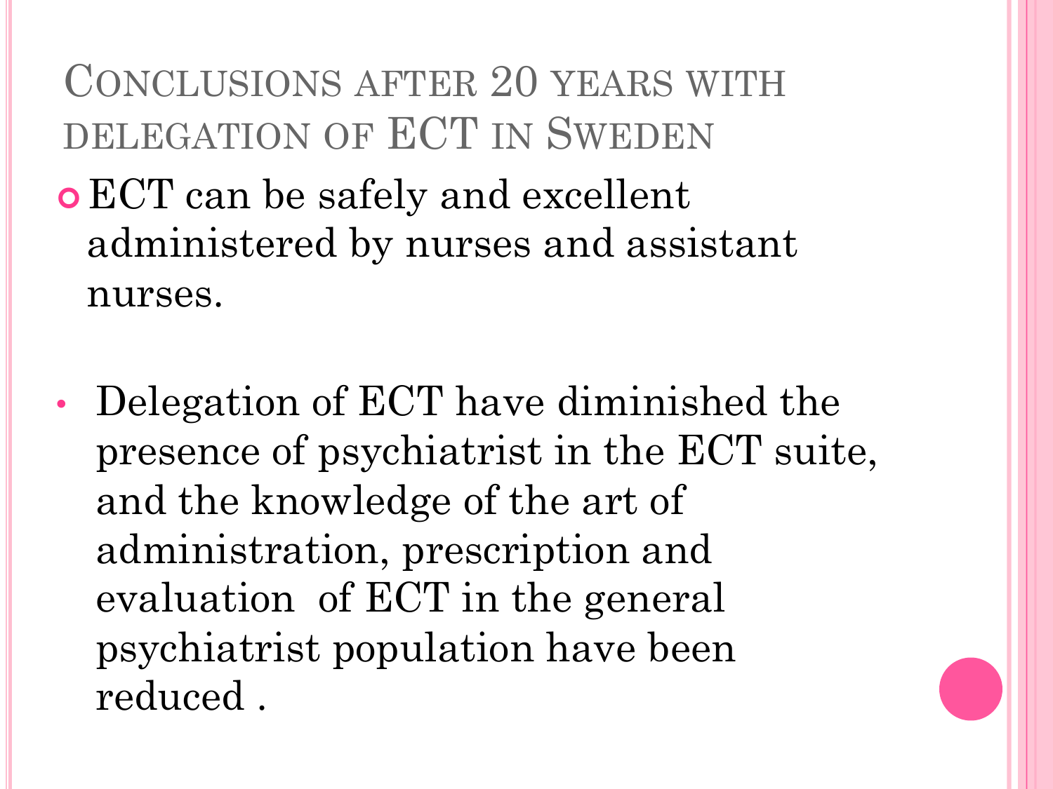# Conclusions after 20 years with delegation of ECT in Sweden

- ECT can be safely and excellent administered by nurses and assistant nurses.

- Delegation of ECT have diminished the presence of psychiatrist in the ECT suite, and the knowledge of the art of administration, prescription and evaluation of ECT in the general psychiatrist population have been reduced .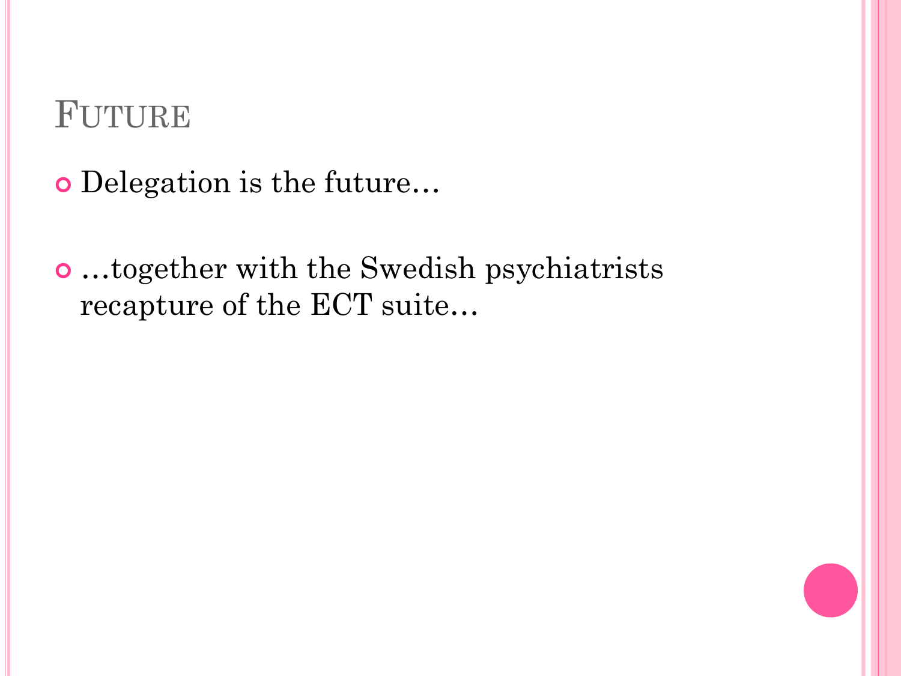## Future

- Delegation is the future…
- …together with the Swedish psychiatrists recapture of the ECT suite…